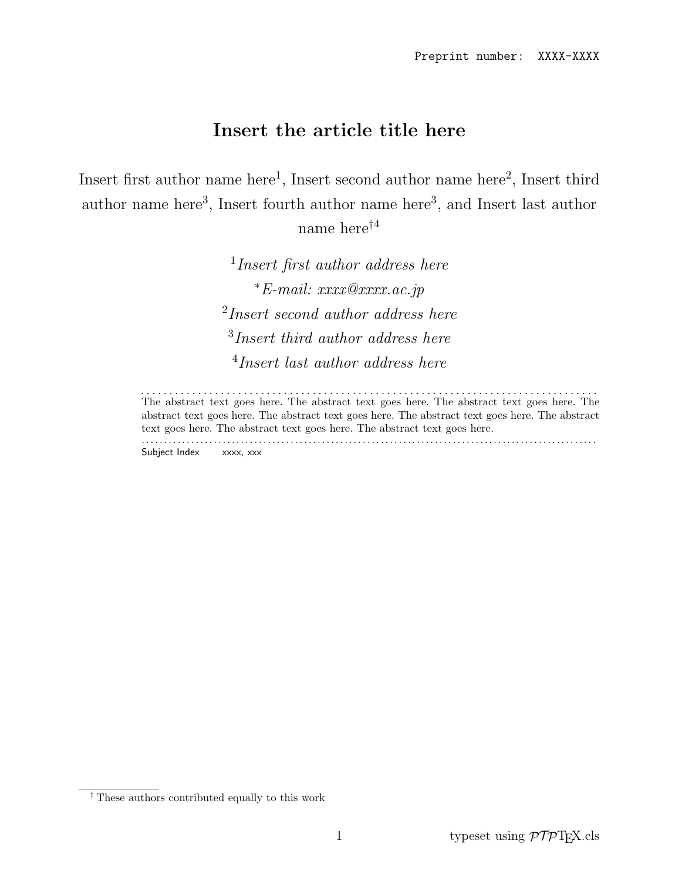Preprint number: XXXX-XXXX

# Insert the article title here

Insert first author name here[1], Insert second author name here[2], Insert third author name here[3], Insert fourth author name here[3], and Insert last author name here[†4]

[1] *Insert first author address here*

[*] *E-mail: xxxx@xxxx.ac.jp*

[2] *Insert second author address here*

[3] *Insert third author address here*

[4] *Insert last author address here*

The abstract text goes here. The abstract text goes here. The abstract text goes here. The abstract text goes here. The abstract text goes here. The abstract text goes here. The abstract text goes here. The abstract text goes here. The abstract text goes here.

Subject Index xxxx, xxx

[†] These authors contributed equally to this work

typeset using $\mathcal{PTP}$TEX.cls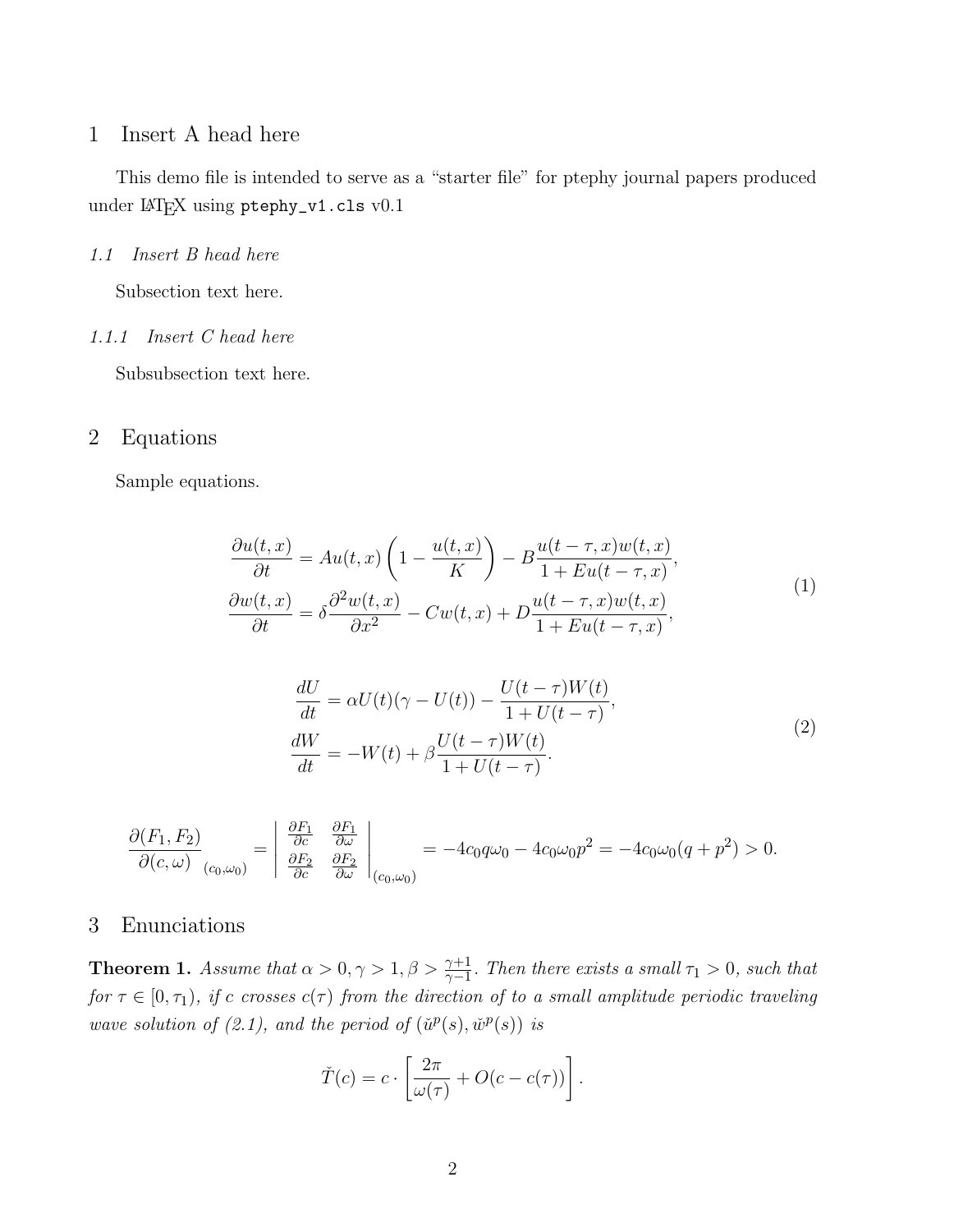# 1 Insert A head here

This demo file is intended to serve as a "starter file" for ptephy journal papers produced under LaTeX using `ptephy_v1.cls` v0.1

## *1.1 Insert B head here*

Subsection text here.

### *1.1.1 Insert C head here*

Subsubsection text here.

# 2 Equations

Sample equations.

$$
\begin{aligned}
\frac{\partial u(t,x)}{\partial t} &= Au(t,x)\left(1-\frac{u(t,x)}{K}\right) - B\frac{u(t-\tau,x)w(t,x)}{1+Eu(t-\tau,x)},\\
\frac{\partial w(t,x)}{\partial t} &= \delta\frac{\partial^2 w(t,x)}{\partial x^2} - Cw(t,x) + D\frac{u(t-\tau,x)w(t,x)}{1+Eu(t-\tau,x)},
\end{aligned}
\tag{1}
$$

$$
\begin{aligned}
\frac{dU}{dt} &= \alpha U(t)(\gamma - U(t)) - \frac{U(t-\tau)W(t)}{1+U(t-\tau)},\\
\frac{dW}{dt} &= -W(t) + \beta\frac{U(t-\tau)W(t)}{1+U(t-\tau)}.
\end{aligned}
\tag{2}
$$

$$
\left.\frac{\partial(F_1,F_2)}{\partial(c,\omega)}\right|_{(c_0,\omega_0)} = \left|\begin{matrix} \frac{\partial F_1}{\partial c} & \frac{\partial F_1}{\partial \omega} \\ \frac{\partial F_2}{\partial c} & \frac{\partial F_2}{\partial \omega} \end{matrix}\right|_{(c_0,\omega_0)} = -4c_0q\omega_0 - 4c_0\omega_0p^2 = -4c_0\omega_0(q+p^2) > 0.
$$

# 3 Enunciations

**Theorem 1.** *Assume that $\alpha > 0, \gamma > 1, \beta > \frac{\gamma+1}{\gamma-1}$. Then there exists a small $\tau_1 > 0$, such that for $\tau \in [0, \tau_1)$, if $c$ crosses $c(\tau)$ from the direction of to a small amplitude periodic traveling wave solution of (2.1), and the period of $(\check{u}^p(s), \check{w}^p(s))$ is*

$$
\check{T}(c) = c \cdot \left[\frac{2\pi}{\omega(\tau)} + O(c - c(\tau))\right].
$$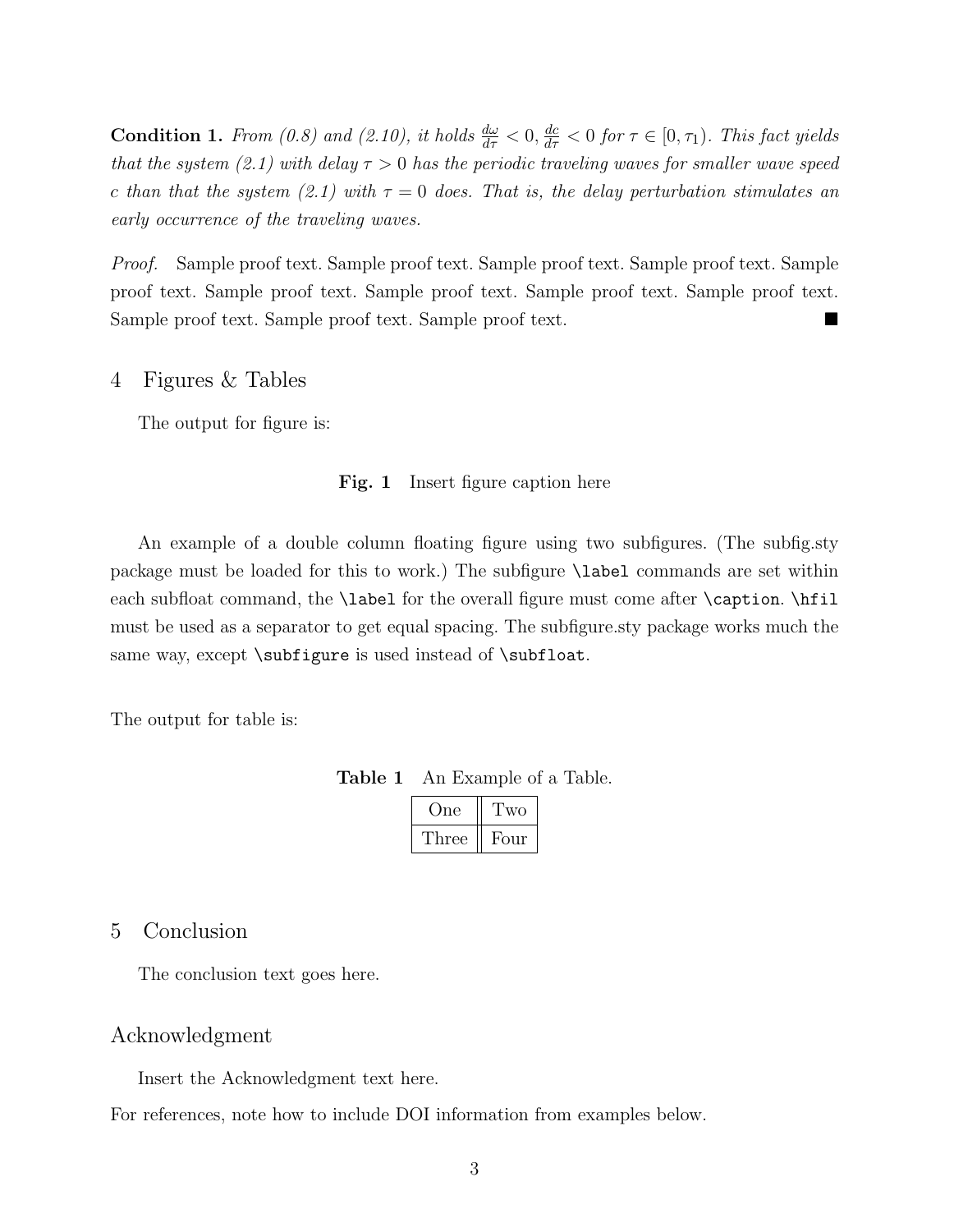**Condition 1.** *From (0.8) and (2.10), it holds* $\frac{d\omega}{d\tau} < 0, \frac{dc}{d\tau} < 0$ *for* $\tau \in [0, \tau_1)$*. This fact yields that the system (2.1) with delay* $\tau > 0$ *has the periodic traveling waves for smaller wave speed* $c$ *than that the system (2.1) with* $\tau = 0$ *does. That is, the delay perturbation stimulates an early occurrence of the traveling waves.*

*Proof.* Sample proof text. Sample proof text. Sample proof text. Sample proof text. Sample proof text. Sample proof text. Sample proof text. Sample proof text. Sample proof text. Sample proof text. Sample proof text. Sample proof text. ∎

## 4 Figures & Tables

The output for figure is:

**Fig. 1** Insert figure caption here

An example of a double column floating figure using two subfigures. (The subfig.sty package must be loaded for this to work.) The subfigure `\label` commands are set within each subfloat command, the `\label` for the overall figure must come after `\caption`. `\hfil` must be used as a separator to get equal spacing. The subfigure.sty package works much the same way, except `\subfigure` is used instead of `\subfloat`.

The output for table is:

**Table 1** An Example of a Table.

| | |
|---|---|
| One | Two |
| Three | Four |

## 5 Conclusion

The conclusion text goes here.

## Acknowledgment

Insert the Acknowledgment text here.

For references, note how to include DOI information from examples below.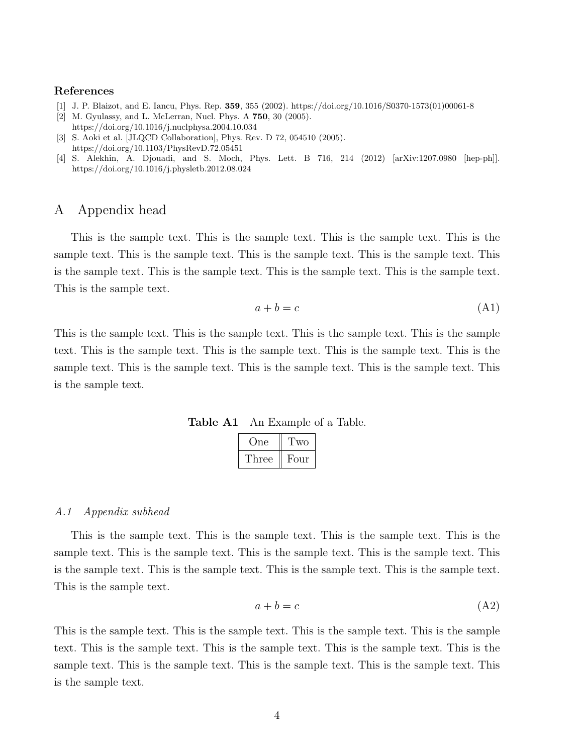### References

[1] J. P. Blaizot, and E. Iancu, Phys. Rep. **359**, 355 (2002). https://doi.org/10.1016/S0370-1573(01)00061-8

[2] M. Gyulassy, and L. McLerran, Nucl. Phys. A **750**, 30 (2005). https://doi.org/10.1016/j.nuclphysa.2004.10.034

[3] S. Aoki et al. [JLQCD Collaboration], Phys. Rev. D 72, 054510 (2005). https://doi.org/10.1103/PhysRevD.72.05451

[4] S. Alekhin, A. Djouadi, and S. Moch, Phys. Lett. B 716, 214 (2012) [arXiv:1207.0980 [hep-ph]]. https://doi.org/10.1016/j.physletb.2012.08.024

## A Appendix head

This is the sample text. This is the sample text. This is the sample text. This is the sample text. This is the sample text. This is the sample text. This is the sample text. This is the sample text. This is the sample text. This is the sample text. This is the sample text. This is the sample text.

$$a + b = c \tag{A1}$$

This is the sample text. This is the sample text. This is the sample text. This is the sample text. This is the sample text. This is the sample text. This is the sample text. This is the sample text. This is the sample text. This is the sample text. This is the sample text. This is the sample text.

**Table A1** An Example of a Table.

| | |
|---|---|
| One | Two |
| Three | Four |

### *A.1 Appendix subhead*

This is the sample text. This is the sample text. This is the sample text. This is the sample text. This is the sample text. This is the sample text. This is the sample text. This is the sample text. This is the sample text. This is the sample text. This is the sample text. This is the sample text.

$$a + b = c \tag{A2}$$

This is the sample text. This is the sample text. This is the sample text. This is the sample text. This is the sample text. This is the sample text. This is the sample text. This is the sample text. This is the sample text. This is the sample text. This is the sample text. This is the sample text.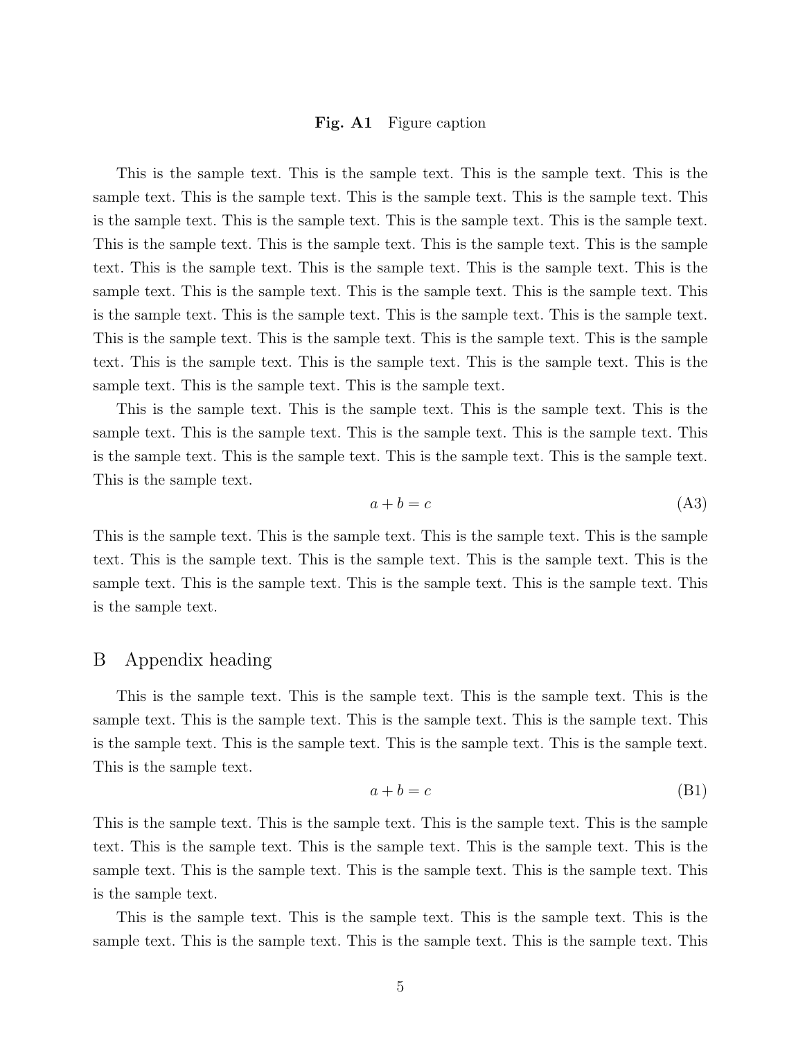**Fig. A1** Figure caption

This is the sample text. This is the sample text. This is the sample text. This is the sample text. This is the sample text. This is the sample text. This is the sample text. This is the sample text. This is the sample text. This is the sample text. This is the sample text. This is the sample text. This is the sample text. This is the sample text. This is the sample text. This is the sample text. This is the sample text. This is the sample text. This is the sample text. This is the sample text. This is the sample text. This is the sample text. This is the sample text. This is the sample text. This is the sample text. This is the sample text. This is the sample text. This is the sample text. This is the sample text. This is the sample text. This is the sample text. This is the sample text. This is the sample text. This is the sample text. This is the sample text. This is the sample text. This is the sample text. This is the sample text.

This is the sample text. This is the sample text. This is the sample text. This is the sample text. This is the sample text. This is the sample text. This is the sample text. This is the sample text. This is the sample text. This is the sample text. This is the sample text. This is the sample text. This is the sample text.

$$a + b = c \tag{A3}$$

This is the sample text. This is the sample text. This is the sample text. This is the sample text. This is the sample text. This is the sample text. This is the sample text. This is the sample text. This is the sample text. This is the sample text. This is the sample text. This is the sample text. This is the sample text.

## B Appendix heading

This is the sample text. This is the sample text. This is the sample text. This is the sample text. This is the sample text. This is the sample text. This is the sample text. This is the sample text. This is the sample text. This is the sample text. This is the sample text. This is the sample text. This is the sample text.

$$a + b = c \tag{B1}$$

This is the sample text. This is the sample text. This is the sample text. This is the sample text. This is the sample text. This is the sample text. This is the sample text. This is the sample text. This is the sample text. This is the sample text. This is the sample text. This is the sample text. This is the sample text.

This is the sample text. This is the sample text. This is the sample text. This is the sample text. This is the sample text. This is the sample text. This is the sample text. This is the sample text. This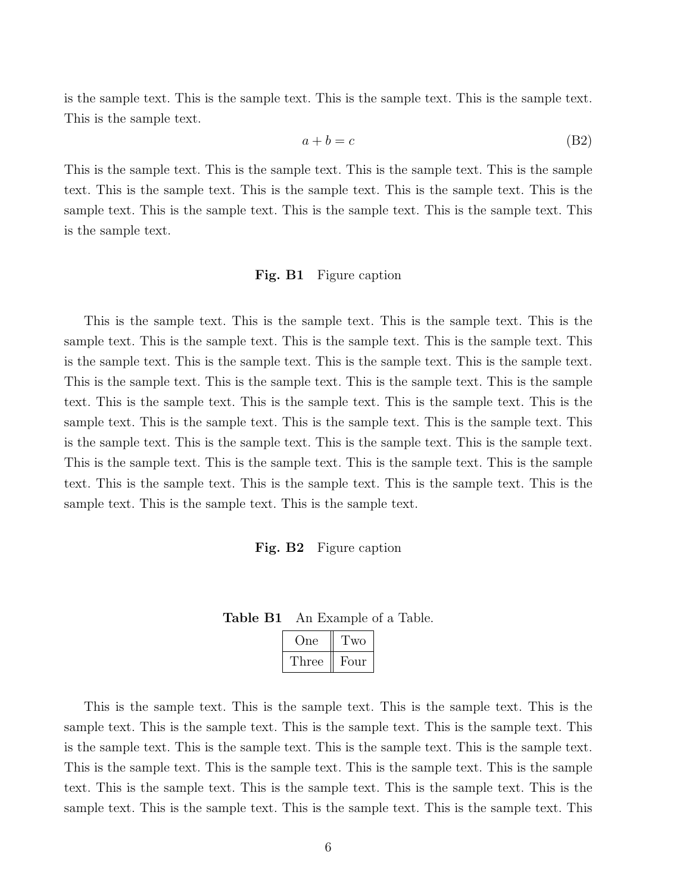is the sample text. This is the sample text. This is the sample text. This is the sample text. This is the sample text.

$$a + b = c \tag{B2}$$

This is the sample text. This is the sample text. This is the sample text. This is the sample text. This is the sample text. This is the sample text. This is the sample text. This is the sample text. This is the sample text. This is the sample text. This is the sample text. This is the sample text.

**Fig. B1** Figure caption

This is the sample text. This is the sample text. This is the sample text. This is the sample text. This is the sample text. This is the sample text. This is the sample text. This is the sample text. This is the sample text. This is the sample text. This is the sample text. This is the sample text. This is the sample text. This is the sample text. This is the sample text. This is the sample text. This is the sample text. This is the sample text. This is the sample text. This is the sample text. This is the sample text. This is the sample text. This is the sample text. This is the sample text. This is the sample text. This is the sample text. This is the sample text. This is the sample text. This is the sample text. This is the sample text. This is the sample text. This is the sample text. This is the sample text. This is the sample text. This is the sample text. This is the sample text. This is the sample text.

**Fig. B2** Figure caption

**Table B1** An Example of a Table.

| One | Two |
|---|---|
| Three | Four |

This is the sample text. This is the sample text. This is the sample text. This is the sample text. This is the sample text. This is the sample text. This is the sample text. This is the sample text. This is the sample text. This is the sample text. This is the sample text. This is the sample text. This is the sample text. This is the sample text. This is the sample text. This is the sample text. This is the sample text. This is the sample text. This is the sample text. This is the sample text. This is the sample text. This is the sample text. This is the sample text. This is the sample text. This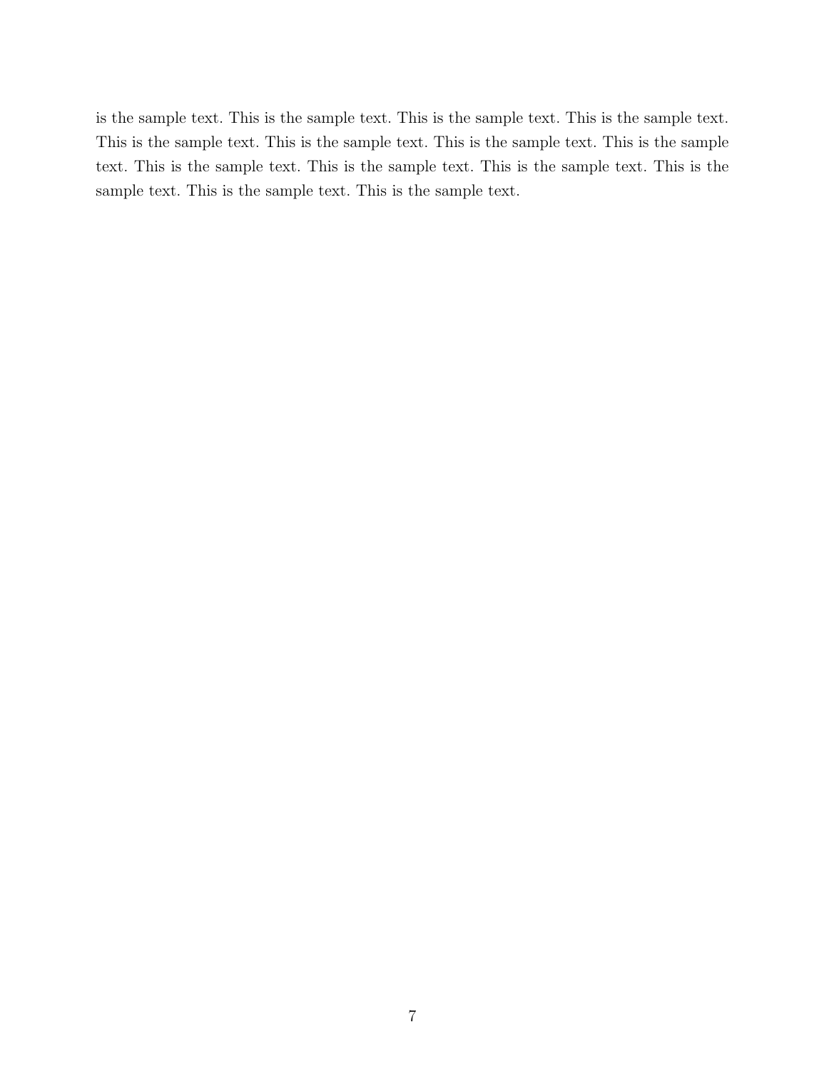is the sample text. This is the sample text. This is the sample text. This is the sample text. This is the sample text. This is the sample text. This is the sample text. This is the sample text. This is the sample text. This is the sample text. This is the sample text. This is the sample text. This is the sample text. This is the sample text.